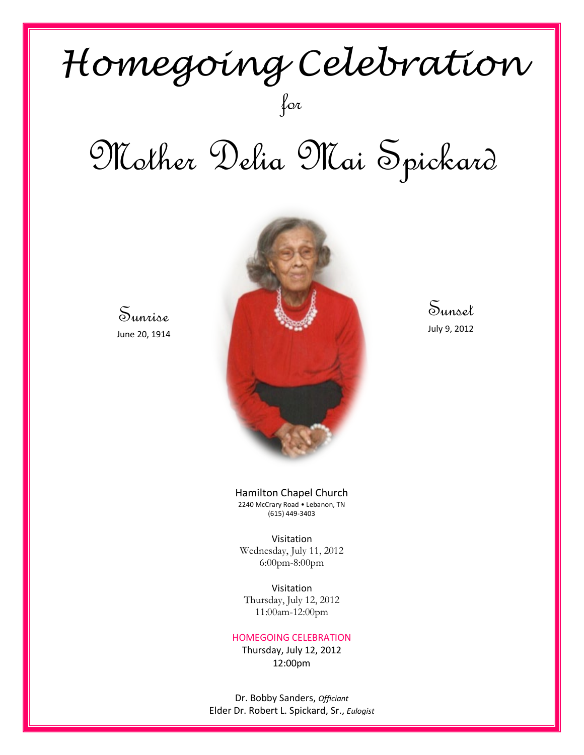# Homegoing Celebration

for

# Mother Delia Mai Spickard

Sunrise
June 20, 1914

Sunset
July 9, 2012

Hamilton Chapel Church
2240 McCrary Road • Lebanon, TN
(615) 449-3403

Visitation
Wednesday, July 11, 2012
6:00pm-8:00pm

Visitation
Thursday, July 12, 2012
11:00am-12:00pm

HOMEGOING CELEBRATION
Thursday, July 12, 2012
12:00pm

Dr. Bobby Sanders, *Officiant*
Elder Dr. Robert L. Spickard, Sr., *Eulogist*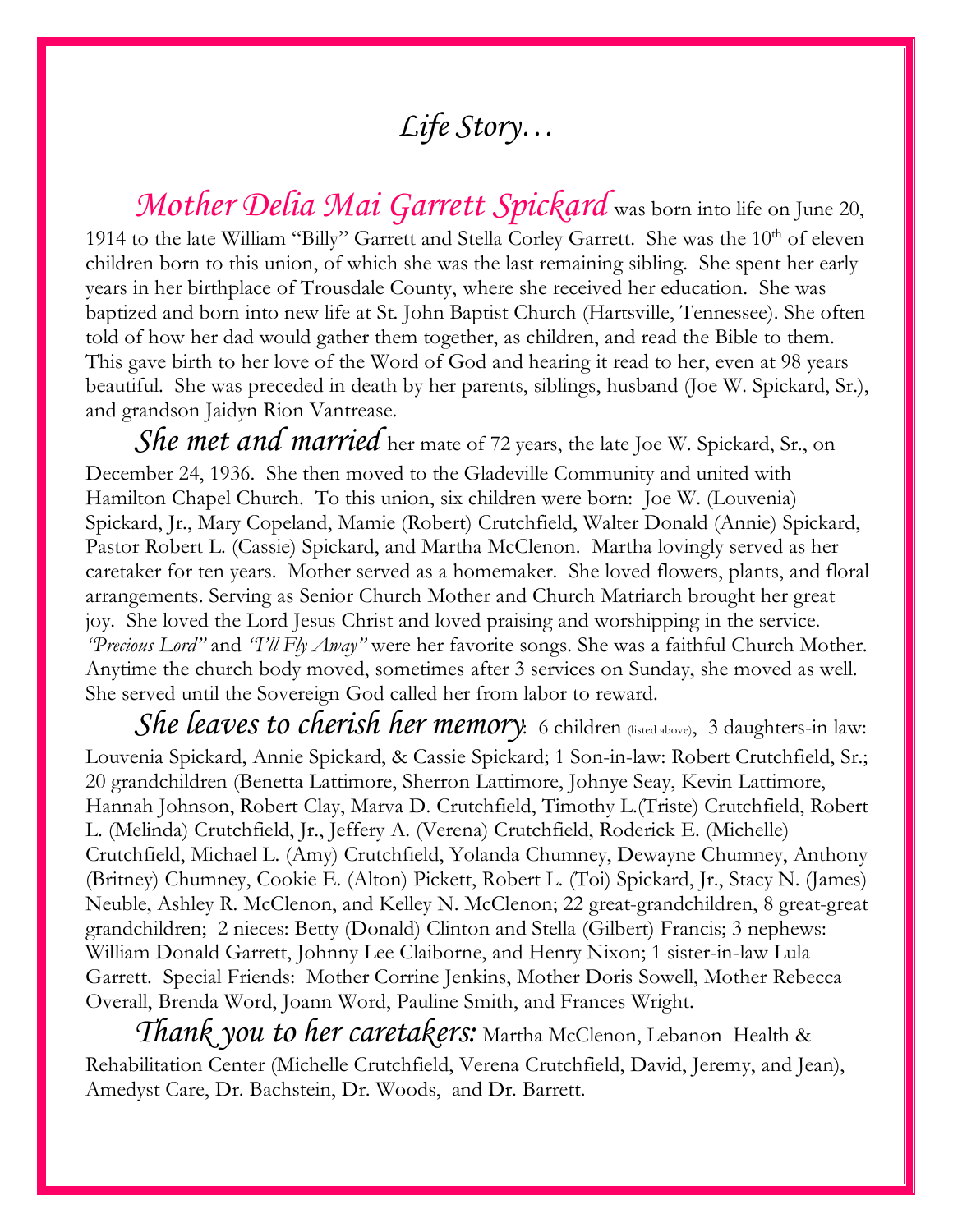# *Life Story…*

***Mother Delia Mai Garrett Spickard*** was born into life on June 20, 1914 to the late William "Billy" Garrett and Stella Corley Garrett. She was the 10th of eleven children born to this union, of which she was the last remaining sibling. She spent her early years in her birthplace of Trousdale County, where she received her education. She was baptized and born into new life at St. John Baptist Church (Hartsville, Tennessee). She often told of how her dad would gather them together, as children, and read the Bible to them. This gave birth to her love of the Word of God and hearing it read to her, even at 98 years beautiful. She was preceded in death by her parents, siblings, husband (Joe W. Spickard, Sr.), and grandson Jaidyn Rion Vantrease.

***She met and married*** her mate of 72 years, the late Joe W. Spickard, Sr., on December 24, 1936. She then moved to the Gladeville Community and united with Hamilton Chapel Church. To this union, six children were born: Joe W. (Louvenia) Spickard, Jr., Mary Copeland, Mamie (Robert) Crutchfield, Walter Donald (Annie) Spickard, Pastor Robert L. (Cassie) Spickard, and Martha McClenon. Martha lovingly served as her caretaker for ten years. Mother served as a homemaker. She loved flowers, plants, and floral arrangements. Serving as Senior Church Mother and Church Matriarch brought her great joy. She loved the Lord Jesus Christ and loved praising and worshipping in the service. *"Precious Lord"* and *"I'll Fly Away"* were her favorite songs. She was a faithful Church Mother. Anytime the church body moved, sometimes after 3 services on Sunday, she moved as well. She served until the Sovereign God called her from labor to reward.

***She leaves to cherish her memory***: 6 children (listed above), 3 daughters-in law: Louvenia Spickard, Annie Spickard, & Cassie Spickard; 1 Son-in-law: Robert Crutchfield, Sr.; 20 grandchildren (Benetta Lattimore, Sherron Lattimore, Johnye Seay, Kevin Lattimore, Hannah Johnson, Robert Clay, Marva D. Crutchfield, Timothy L.(Triste) Crutchfield, Robert L. (Melinda) Crutchfield, Jr., Jeffery A. (Verena) Crutchfield, Roderick E. (Michelle) Crutchfield, Michael L. (Amy) Crutchfield, Yolanda Chumney, Dewayne Chumney, Anthony (Britney) Chumney, Cookie E. (Alton) Pickett, Robert L. (Toi) Spickard, Jr., Stacy N. (James) Neuble, Ashley R. McClenon, and Kelley N. McClenon; 22 great-grandchildren, 8 great-great grandchildren; 2 nieces: Betty (Donald) Clinton and Stella (Gilbert) Francis; 3 nephews: William Donald Garrett, Johnny Lee Claiborne, and Henry Nixon; 1 sister-in-law Lula Garrett. Special Friends: Mother Corrine Jenkins, Mother Doris Sowell, Mother Rebecca Overall, Brenda Word, Joann Word, Pauline Smith, and Frances Wright.

***Thank you to her caretakers:*** Martha McClenon, Lebanon Health & Rehabilitation Center (Michelle Crutchfield, Verena Crutchfield, David, Jeremy, and Jean), Amedyst Care, Dr. Bachstein, Dr. Woods, and Dr. Barrett.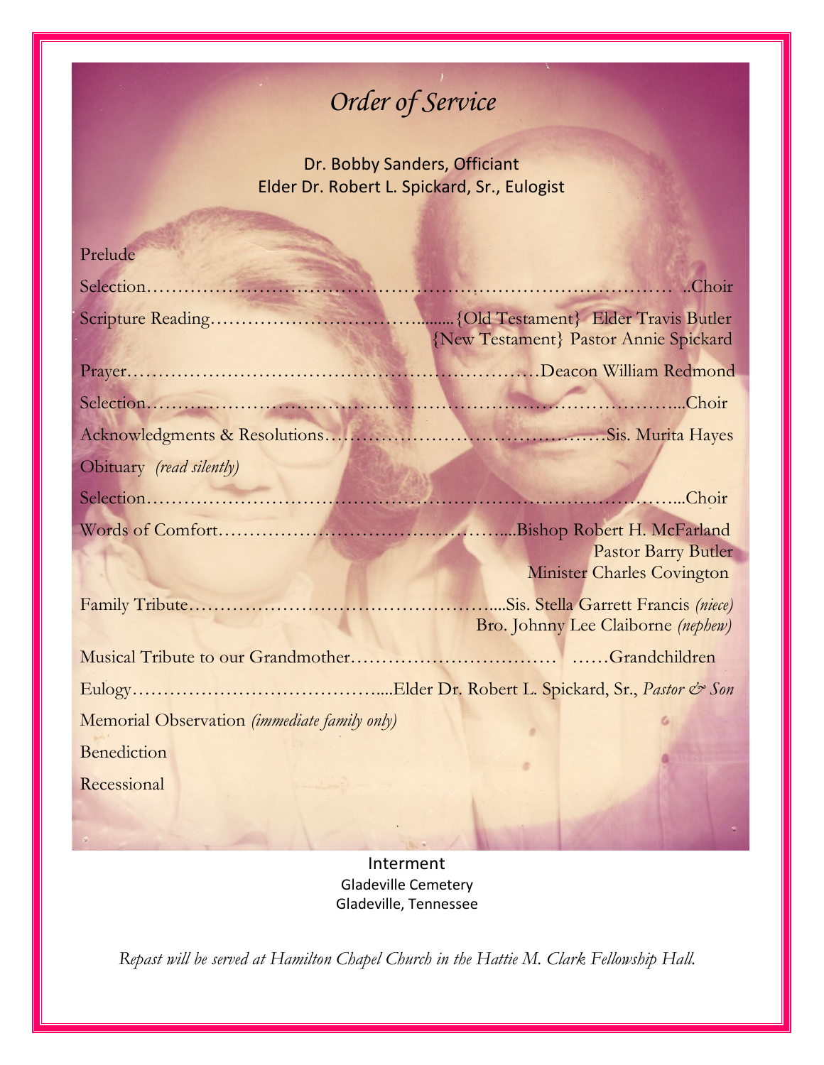# *Order of Service*

Dr. Bobby Sanders, Officiant
Elder Dr. Robert L. Spickard, Sr., Eulogist

Prelude

Selection……………………………………………………………………………… ..Choir

Scripture Reading……………………………..........{Old Testament} Elder Travis Butler
{New Testament} Pastor Annie Spickard

Prayer…………………………………………………………Deacon William Redmond

Selection……………………………………………………………………………...Choir

Acknowledgments & Resolutions……………………………………….Sis. Murita Hayes

Obituary *(read silently)*

Selection……………………………………………………………………………...Choir

Words of Comfort………………………………………….....Bishop Robert H. McFarland
Pastor Barry Butler
Minister Charles Covington

Family Tribute…………………………………………….....Sis. Stella Garrett Francis *(niece)*
Bro. Johnny Lee Claiborne *(nephew)*

Musical Tribute to our Grandmother…………………………… ……Grandchildren

Eulogy…………………………………….....Elder Dr. Robert L. Spickard, Sr., *Pastor & Son*

Memorial Observation *(immediate family only)*

Benediction

Recessional

Interment
Gladeville Cemetery
Gladeville, Tennessee

*Repast will be served at Hamilton Chapel Church in the Hattie M. Clark Fellowship Hall.*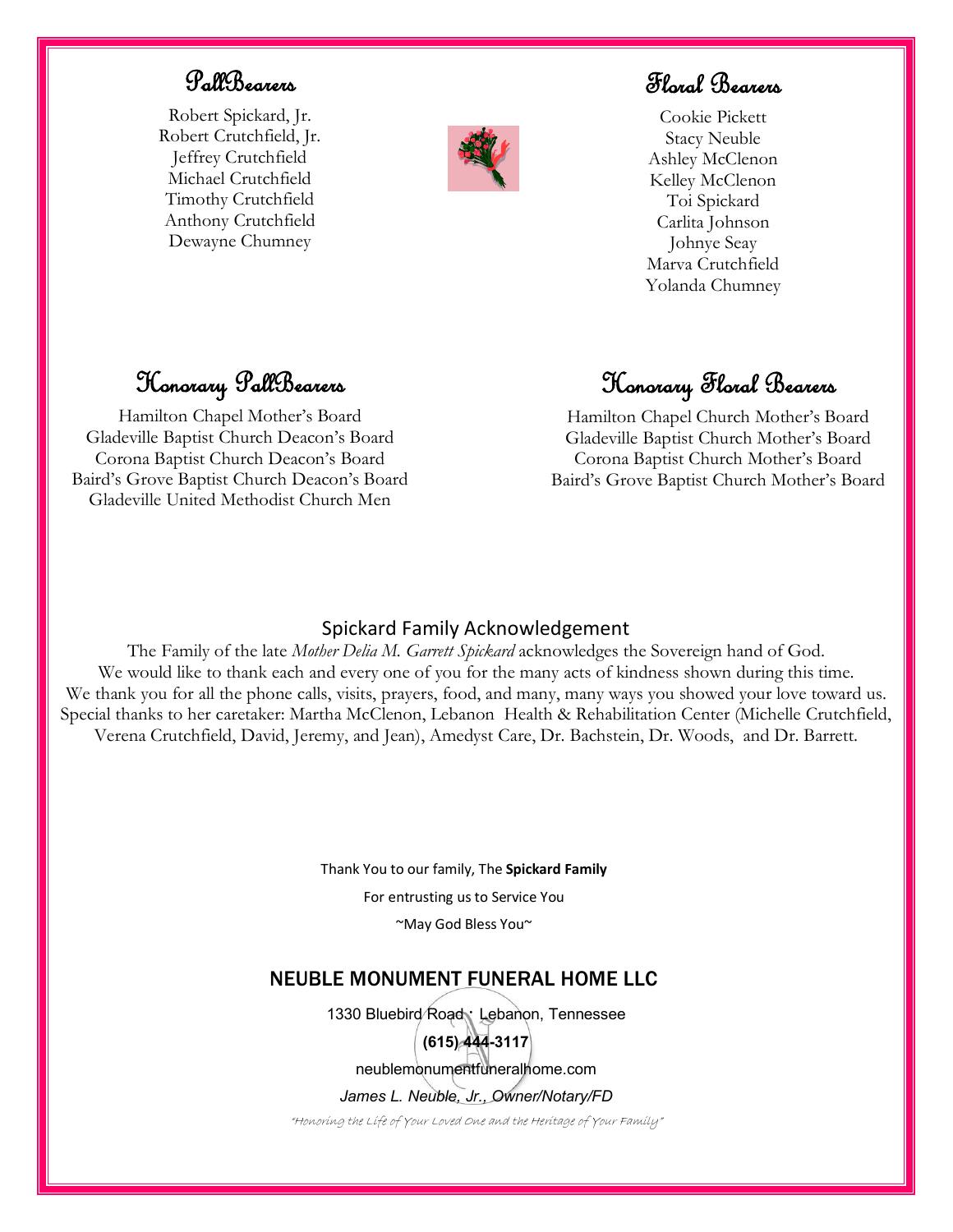## PallBearers

Robert Spickard, Jr.
Robert Crutchfield, Jr.
Jeffrey Crutchfield
Michael Crutchfield
Timothy Crutchfield
Anthony Crutchfield
Dewayne Chumney

## Floral Bearers

Cookie Pickett
Stacy Neuble
Ashley McClenon
Kelley McClenon
Toi Spickard
Carlita Johnson
Johnye Seay
Marva Crutchfield
Yolanda Chumney

## Honorary PallBearers

Hamilton Chapel Mother's Board
Gladeville Baptist Church Deacon's Board
Corona Baptist Church Deacon's Board
Baird's Grove Baptist Church Deacon's Board
Gladeville United Methodist Church Men

## Honorary Floral Bearers

Hamilton Chapel Church Mother's Board
Gladeville Baptist Church Mother's Board
Corona Baptist Church Mother's Board
Baird's Grove Baptist Church Mother's Board

## Spickard Family Acknowledgement

The Family of the late *Mother Delia M. Garrett Spickard* acknowledges the Sovereign hand of God. We would like to thank each and every one of you for the many acts of kindness shown during this time. We thank you for all the phone calls, visits, prayers, food, and many, many ways you showed your love toward us. Special thanks to her caretaker: Martha McClenon, Lebanon Health & Rehabilitation Center (Michelle Crutchfield, Verena Crutchfield, David, Jeremy, and Jean), Amedyst Care, Dr. Bachstein, Dr. Woods, and Dr. Barrett.

Thank You to our family, The **Spickard Family**

For entrusting us to Service You

~May God Bless You~

## NEUBLE MONUMENT FUNERAL HOME LLC

1330 Bluebird Road · Lebanon, Tennessee

**(615) 444-3117**

neublemonumentfuneralhome.com

*James L. Neuble, Jr., Owner/Notary/FD*

"Honoring the Life of Your Loved One and the Heritage of Your Family"